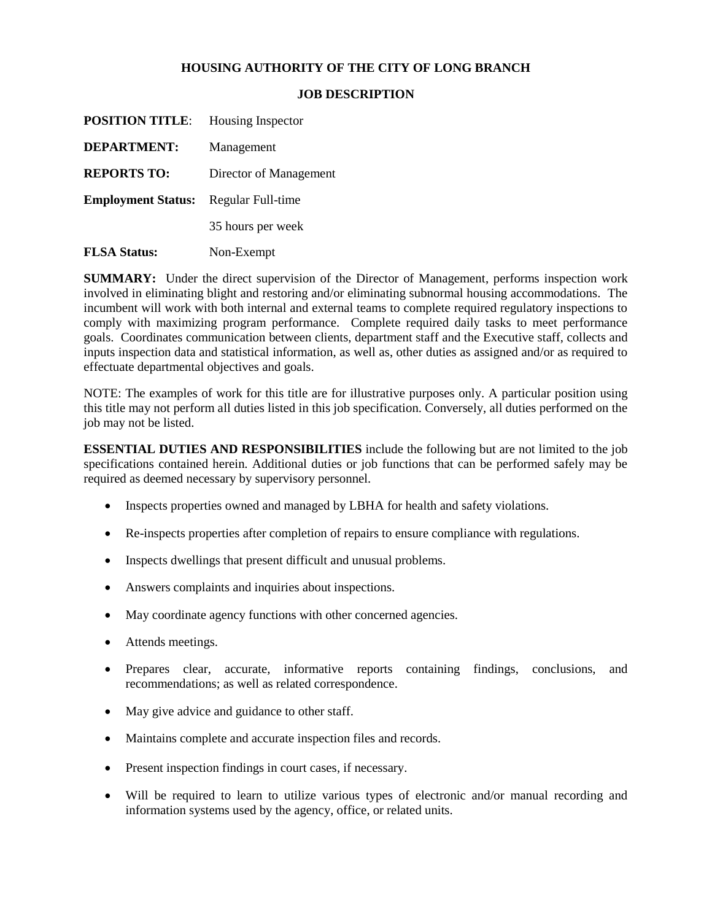**HOUSING AUTHORITY OF THE CITY OF LONG BRANCH**

**JOB DESCRIPTION**

**POSITION TITLE**: Housing Inspector

**DEPARTMENT:** Management

**REPORTS TO:** Director of Management

**Employment Status:** Regular Full-time

35 hours per week

**FLSA Status:** Non-Exempt

**SUMMARY:** Under the direct supervision of the Director of Management, performs inspection work involved in eliminating blight and restoring and/or eliminating subnormal housing accommodations. The incumbent will work with both internal and external teams to complete required regulatory inspections to comply with maximizing program performance. Complete required daily tasks to meet performance goals. Coordinates communication between clients, department staff and the Executive staff, collects and inputs inspection data and statistical information, as well as, other duties as assigned and/or as required to effectuate departmental objectives and goals.

NOTE: The examples of work for this title are for illustrative purposes only. A particular position using this title may not perform all duties listed in this job specification. Conversely, all duties performed on the job may not be listed.

**ESSENTIAL DUTIES AND RESPONSIBILITIES** include the following but are not limited to the job specifications contained herein. Additional duties or job functions that can be performed safely may be required as deemed necessary by supervisory personnel.

- Inspects properties owned and managed by LBHA for health and safety violations.
- Re-inspects properties after completion of repairs to ensure compliance with regulations.
- Inspects dwellings that present difficult and unusual problems.
- Answers complaints and inquiries about inspections.
- May coordinate agency functions with other concerned agencies.
- Attends meetings.
- Prepares clear, accurate, informative reports containing findings, conclusions, and recommendations; as well as related correspondence.
- May give advice and guidance to other staff.
- Maintains complete and accurate inspection files and records.
- Present inspection findings in court cases, if necessary.
- Will be required to learn to utilize various types of electronic and/or manual recording and information systems used by the agency, office, or related units.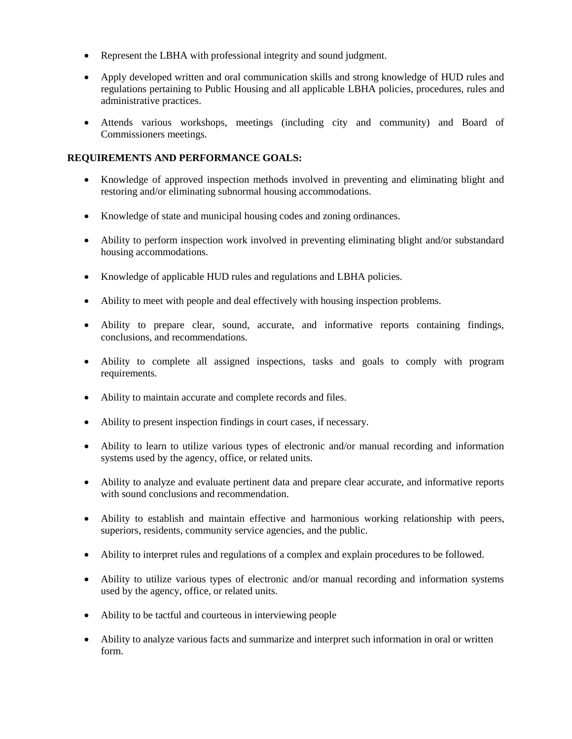- Represent the LBHA with professional integrity and sound judgment.
- Apply developed written and oral communication skills and strong knowledge of HUD rules and regulations pertaining to Public Housing and all applicable LBHA policies, procedures, rules and administrative practices.
- Attends various workshops, meetings (including city and community) and Board of Commissioners meetings.

**REQUIREMENTS AND PERFORMANCE GOALS:**

- Knowledge of approved inspection methods involved in preventing and eliminating blight and restoring and/or eliminating subnormal housing accommodations.
- Knowledge of state and municipal housing codes and zoning ordinances.
- Ability to perform inspection work involved in preventing eliminating blight and/or substandard housing accommodations.
- Knowledge of applicable HUD rules and regulations and LBHA policies.
- Ability to meet with people and deal effectively with housing inspection problems.
- Ability to prepare clear, sound, accurate, and informative reports containing findings, conclusions, and recommendations.
- Ability to complete all assigned inspections, tasks and goals to comply with program requirements.
- Ability to maintain accurate and complete records and files.
- Ability to present inspection findings in court cases, if necessary.
- Ability to learn to utilize various types of electronic and/or manual recording and information systems used by the agency, office, or related units.
- Ability to analyze and evaluate pertinent data and prepare clear accurate, and informative reports with sound conclusions and recommendation.
- Ability to establish and maintain effective and harmonious working relationship with peers, superiors, residents, community service agencies, and the public.
- Ability to interpret rules and regulations of a complex and explain procedures to be followed.
- Ability to utilize various types of electronic and/or manual recording and information systems used by the agency, office, or related units.
- Ability to be tactful and courteous in interviewing people
- Ability to analyze various facts and summarize and interpret such information in oral or written form.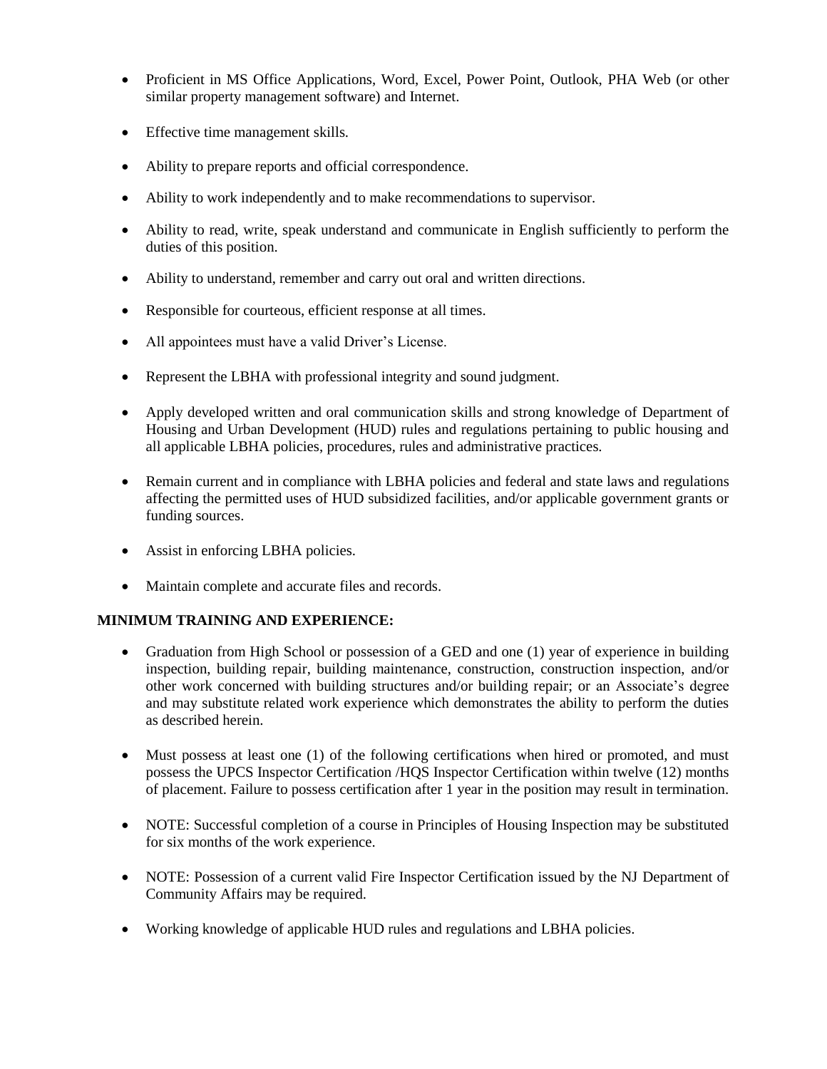- Proficient in MS Office Applications, Word, Excel, Power Point, Outlook, PHA Web (or other similar property management software) and Internet.
- Effective time management skills.
- Ability to prepare reports and official correspondence.
- Ability to work independently and to make recommendations to supervisor.
- Ability to read, write, speak understand and communicate in English sufficiently to perform the duties of this position.
- Ability to understand, remember and carry out oral and written directions.
- Responsible for courteous, efficient response at all times.
- All appointees must have a valid Driver's License.
- Represent the LBHA with professional integrity and sound judgment.
- Apply developed written and oral communication skills and strong knowledge of Department of Housing and Urban Development (HUD) rules and regulations pertaining to public housing and all applicable LBHA policies, procedures, rules and administrative practices.
- Remain current and in compliance with LBHA policies and federal and state laws and regulations affecting the permitted uses of HUD subsidized facilities, and/or applicable government grants or funding sources.
- Assist in enforcing LBHA policies.
- Maintain complete and accurate files and records.

**MINIMUM TRAINING AND EXPERIENCE:**

- Graduation from High School or possession of a GED and one (1) year of experience in building inspection, building repair, building maintenance, construction, construction inspection, and/or other work concerned with building structures and/or building repair; or an Associate's degree and may substitute related work experience which demonstrates the ability to perform the duties as described herein.
- Must possess at least one (1) of the following certifications when hired or promoted, and must possess the UPCS Inspector Certification /HQS Inspector Certification within twelve (12) months of placement. Failure to possess certification after 1 year in the position may result in termination.
- NOTE: Successful completion of a course in Principles of Housing Inspection may be substituted for six months of the work experience.
- NOTE: Possession of a current valid Fire Inspector Certification issued by the NJ Department of Community Affairs may be required.
- Working knowledge of applicable HUD rules and regulations and LBHA policies.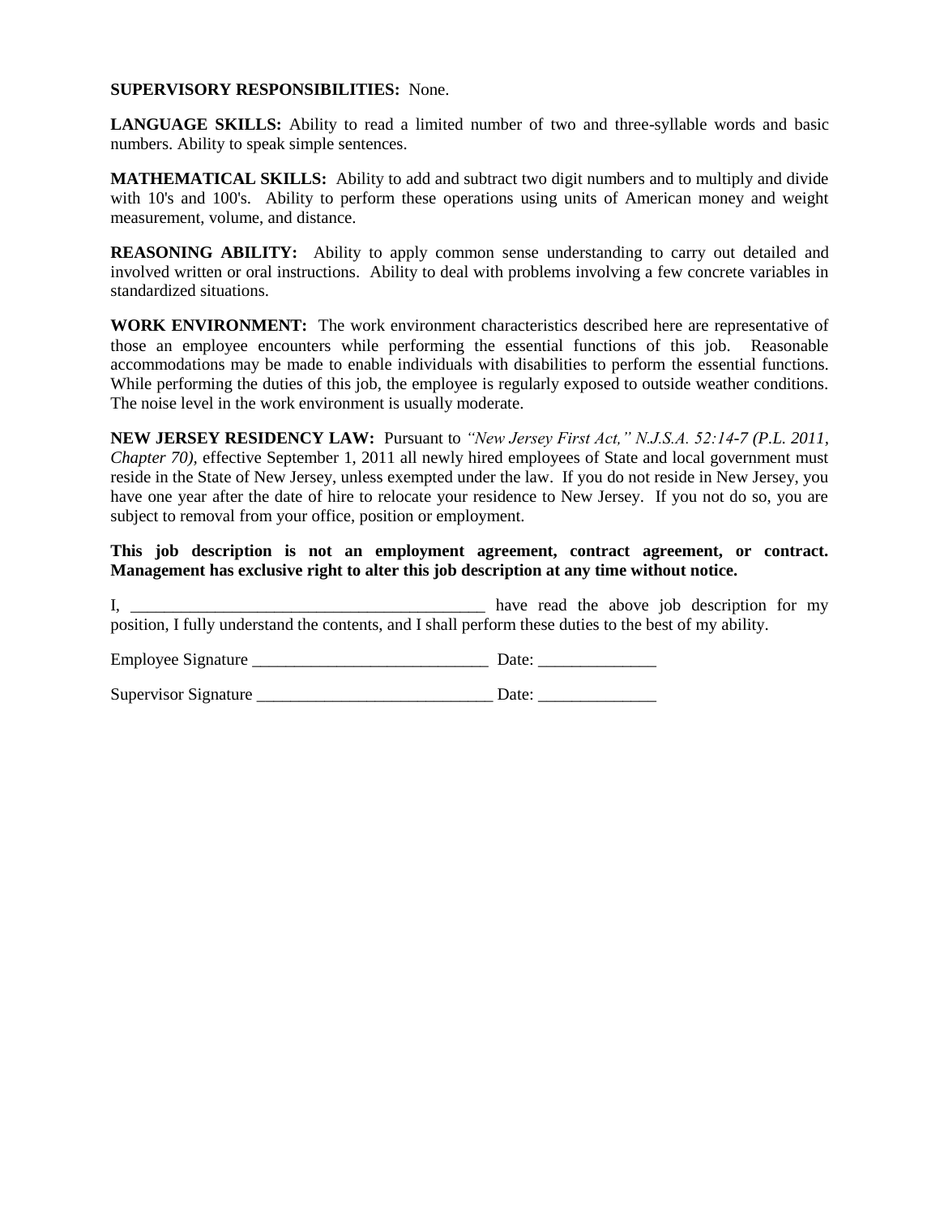**SUPERVISORY RESPONSIBILITIES:** None.

**LANGUAGE SKILLS:** Ability to read a limited number of two and three-syllable words and basic numbers. Ability to speak simple sentences.

**MATHEMATICAL SKILLS:** Ability to add and subtract two digit numbers and to multiply and divide with 10's and 100's. Ability to perform these operations using units of American money and weight measurement, volume, and distance.

**REASONING ABILITY:** Ability to apply common sense understanding to carry out detailed and involved written or oral instructions. Ability to deal with problems involving a few concrete variables in standardized situations.

**WORK ENVIRONMENT:** The work environment characteristics described here are representative of those an employee encounters while performing the essential functions of this job. Reasonable accommodations may be made to enable individuals with disabilities to perform the essential functions. While performing the duties of this job, the employee is regularly exposed to outside weather conditions. The noise level in the work environment is usually moderate.

**NEW JERSEY RESIDENCY LAW:** Pursuant to *"New Jersey First Act," N.J.S.A. 52:14-7 (P.L. 2011, Chapter 70),* effective September 1, 2011 all newly hired employees of State and local government must reside in the State of New Jersey, unless exempted under the law. If you do not reside in New Jersey, you have one year after the date of hire to relocate your residence to New Jersey. If you not do so, you are subject to removal from your office, position or employment.

**This job description is not an employment agreement, contract agreement, or contract. Management has exclusive right to alter this job description at any time without notice.**

I, __________________________________________ have read the above job description for my position, I fully understand the contents, and I shall perform these duties to the best of my ability.

Employee Signature ____________________________ Date: ______________

Supervisor Signature ____________________________ Date: ______________